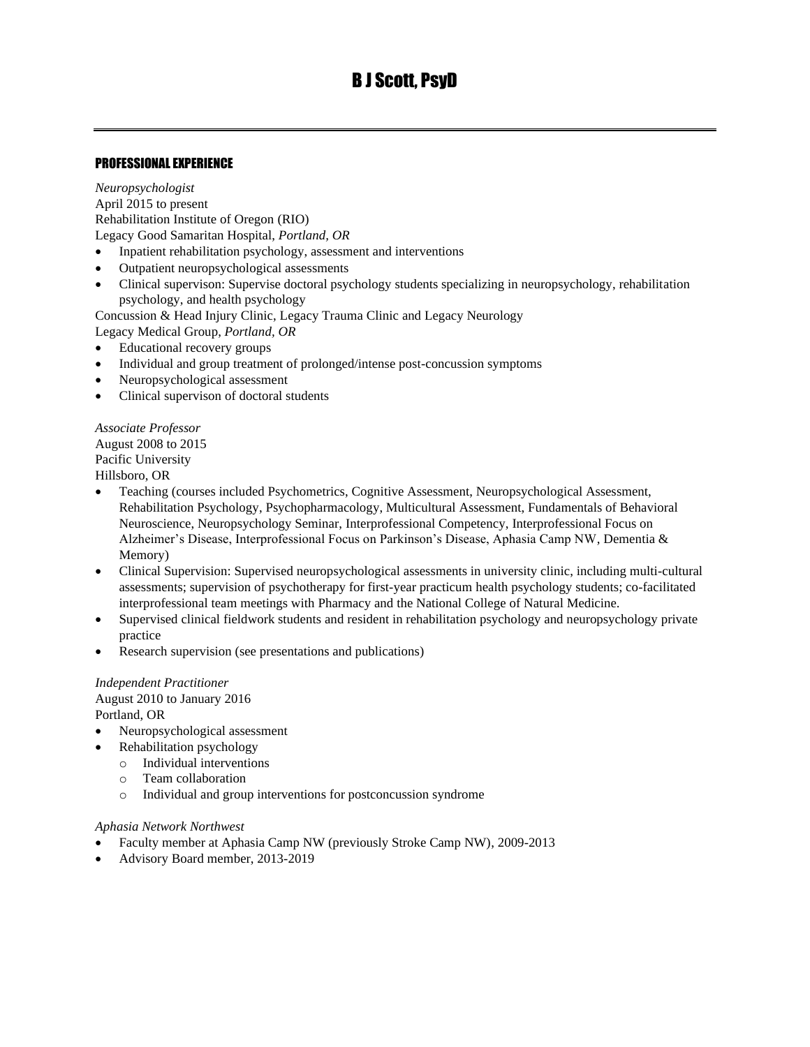# B J Scott, PsyD

---

## PROFESSIONAL EXPERIENCE

*Neuropsychologist*
April 2015 to present
Rehabilitation Institute of Oregon (RIO)
Legacy Good Samaritan Hospital, *Portland, OR*

- Inpatient rehabilitation psychology, assessment and interventions
- Outpatient neuropsychological assessments
- Clinical supervison: Supervise doctoral psychology students specializing in neuropsychology, rehabilitation psychology, and health psychology

Concussion & Head Injury Clinic, Legacy Trauma Clinic and Legacy Neurology
Legacy Medical Group, *Portland, OR*

- Educational recovery groups
- Individual and group treatment of prolonged/intense post-concussion symptoms
- Neuropsychological assessment
- Clinical supervison of doctoral students

*Associate Professor*
August 2008 to 2015
Pacific University
Hillsboro, OR

- Teaching (courses included Psychometrics, Cognitive Assessment, Neuropsychological Assessment, Rehabilitation Psychology, Psychopharmacology, Multicultural Assessment, Fundamentals of Behavioral Neuroscience, Neuropsychology Seminar, Interprofessional Competency, Interprofessional Focus on Alzheimer's Disease, Interprofessional Focus on Parkinson's Disease, Aphasia Camp NW, Dementia & Memory)
- Clinical Supervision: Supervised neuropsychological assessments in university clinic, including multi-cultural assessments; supervision of psychotherapy for first-year practicum health psychology students; co-facilitated interprofessional team meetings with Pharmacy and the National College of Natural Medicine.
- Supervised clinical fieldwork students and resident in rehabilitation psychology and neuropsychology private practice
- Research supervision (see presentations and publications)

*Independent Practitioner*
August 2010 to January 2016
Portland, OR

- Neuropsychological assessment
- Rehabilitation psychology
  - Individual interventions
  - Team collaboration
  - Individual and group interventions for postconcussion syndrome

*Aphasia Network Northwest*

- Faculty member at Aphasia Camp NW (previously Stroke Camp NW), 2009-2013
- Advisory Board member, 2013-2019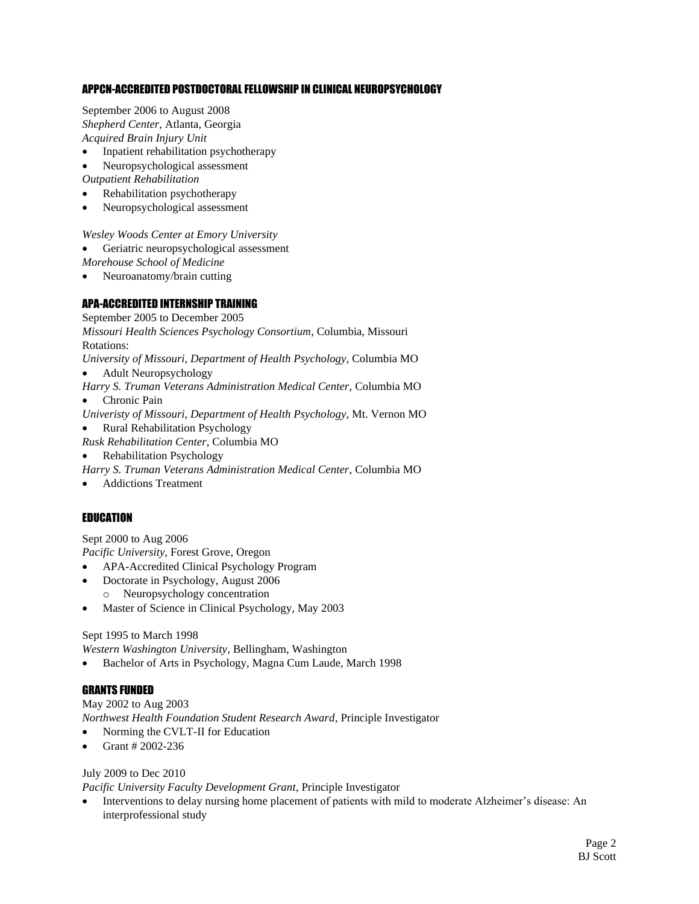## APPCN-ACCREDITED POSTDOCTORAL FELLOWSHIP IN CLINICAL NEUROPSYCHOLOGY

September 2006 to August 2008
*Shepherd Center*, Atlanta, Georgia
*Acquired Brain Injury Unit*

- Inpatient rehabilitation psychotherapy
- Neuropsychological assessment

*Outpatient Rehabilitation*

- Rehabilitation psychotherapy
- Neuropsychological assessment

*Wesley Woods Center at Emory University*

- Geriatric neuropsychological assessment

*Morehouse School of Medicine*

- Neuroanatomy/brain cutting

## APA-ACCREDITED INTERNSHIP TRAINING

September 2005 to December 2005
*Missouri Health Sciences Psychology Consortium*, Columbia, Missouri
Rotations:
*University of Missouri, Department of Health Psychology*, Columbia MO

- Adult Neuropsychology

*Harry S. Truman Veterans Administration Medical Center*, Columbia MO

- Chronic Pain

*Univeristy of Missouri, Department of Health Psychology*, Mt. Vernon MO

- Rural Rehabilitation Psychology

*Rusk Rehabilitation Center*, Columbia MO

- Rehabilitation Psychology

*Harry S. Truman Veterans Administration Medical Center*, Columbia MO

- Addictions Treatment

## EDUCATION

Sept 2000 to Aug 2006
*Pacific University*, Forest Grove, Oregon

- APA-Accredited Clinical Psychology Program
- Doctorate in Psychology, August 2006
  - Neuropsychology concentration
- Master of Science in Clinical Psychology, May 2003

Sept 1995 to March 1998
*Western Washington University*, Bellingham, Washington

- Bachelor of Arts in Psychology, Magna Cum Laude, March 1998

## GRANTS FUNDED

May 2002 to Aug 2003
*Northwest Health Foundation Student Research Award*, Principle Investigator

- Norming the CVLT-II for Education
- Grant # 2002-236

July 2009 to Dec 2010
*Pacific University Faculty Development Grant*, Principle Investigator

- Interventions to delay nursing home placement of patients with mild to moderate Alzheimer's disease: An interprofessional study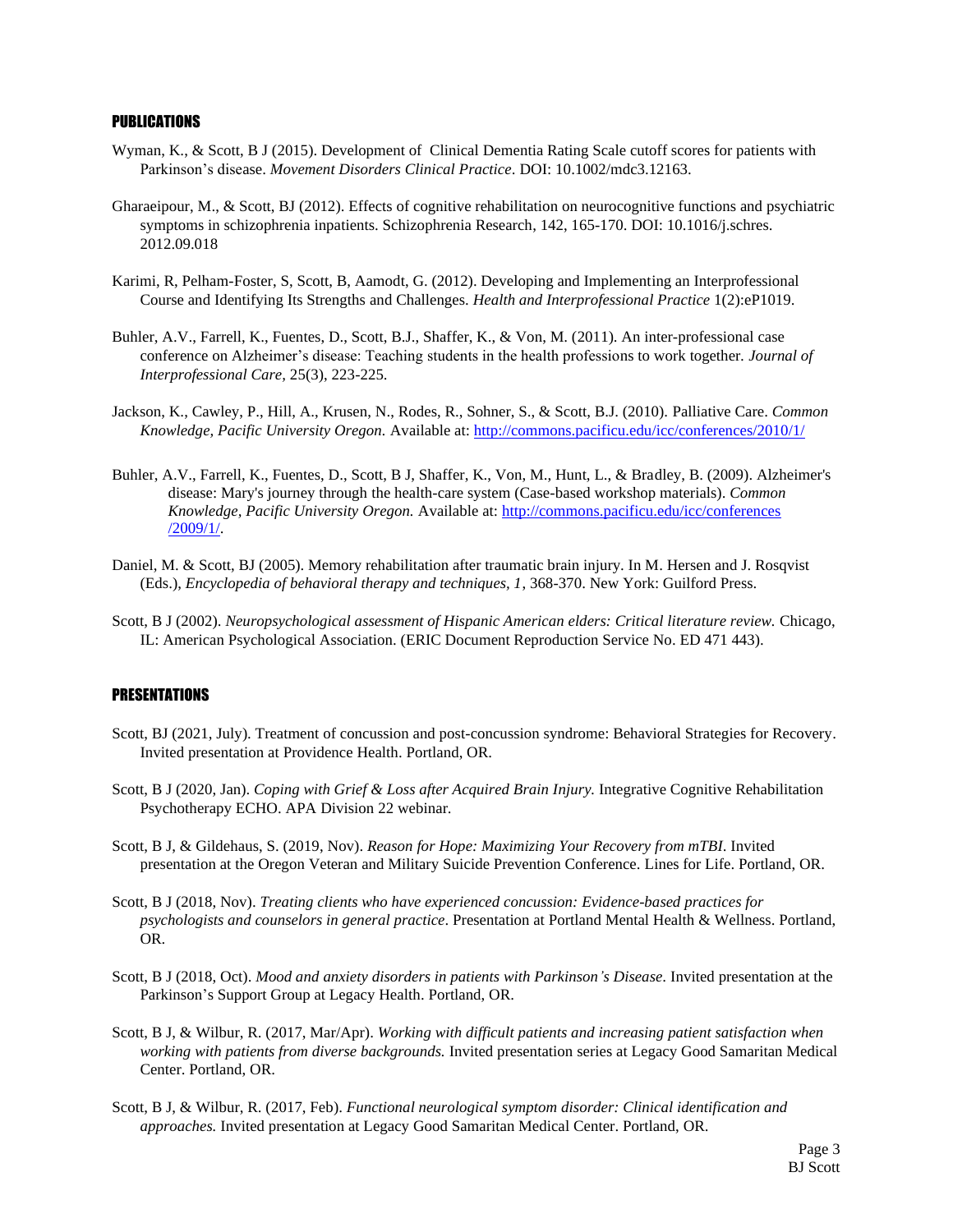## PUBLICATIONS

Wyman, K., & Scott, B J (2015). Development of Clinical Dementia Rating Scale cutoff scores for patients with Parkinson's disease. *Movement Disorders Clinical Practice*. DOI: 10.1002/mdc3.12163.

Gharaeipour, M., & Scott, BJ (2012). Effects of cognitive rehabilitation on neurocognitive functions and psychiatric symptoms in schizophrenia inpatients. Schizophrenia Research, 142, 165-170. DOI: 10.1016/j.schres. 2012.09.018

Karimi, R, Pelham-Foster, S, Scott, B, Aamodt, G. (2012). Developing and Implementing an Interprofessional Course and Identifying Its Strengths and Challenges. *Health and Interprofessional Practice* 1(2):eP1019.

Buhler, A.V., Farrell, K., Fuentes, D., Scott, B.J., Shaffer, K., & Von, M. (2011). An inter-professional case conference on Alzheimer's disease: Teaching students in the health professions to work together. *Journal of Interprofessional Care*, 25(3), 223-225.

Jackson, K., Cawley, P., Hill, A., Krusen, N., Rodes, R., Sohner, S., & Scott, B.J. (2010). Palliative Care. *Common Knowledge, Pacific University Oregon.* Available at: http://commons.pacificu.edu/icc/conferences/2010/1/

Buhler, A.V., Farrell, K., Fuentes, D., Scott, B J, Shaffer, K., Von, M., Hunt, L., & Bradley, B. (2009). Alzheimer's disease: Mary's journey through the health-care system (Case-based workshop materials). *Common Knowledge, Pacific University Oregon.* Available at: http://commons.pacificu.edu/icc/conferences/2009/1/.

Daniel, M. & Scott, BJ (2005). Memory rehabilitation after traumatic brain injury. In M. Hersen and J. Rosqvist (Eds.), *Encyclopedia of behavioral therapy and techniques, 1*, 368-370. New York: Guilford Press.

Scott, B J (2002). *Neuropsychological assessment of Hispanic American elders: Critical literature review.* Chicago, IL: American Psychological Association. (ERIC Document Reproduction Service No. ED 471 443).

## PRESENTATIONS

Scott, BJ (2021, July). Treatment of concussion and post-concussion syndrome: Behavioral Strategies for Recovery. Invited presentation at Providence Health. Portland, OR.

Scott, B J (2020, Jan). *Coping with Grief & Loss after Acquired Brain Injury.* Integrative Cognitive Rehabilitation Psychotherapy ECHO. APA Division 22 webinar.

Scott, B J, & Gildehaus, S. (2019, Nov). *Reason for Hope: Maximizing Your Recovery from mTBI*. Invited presentation at the Oregon Veteran and Military Suicide Prevention Conference. Lines for Life. Portland, OR.

Scott, B J (2018, Nov). *Treating clients who have experienced concussion: Evidence-based practices for psychologists and counselors in general practice*. Presentation at Portland Mental Health & Wellness. Portland, OR.

Scott, B J (2018, Oct). *Mood and anxiety disorders in patients with Parkinson's Disease*. Invited presentation at the Parkinson's Support Group at Legacy Health. Portland, OR.

Scott, B J, & Wilbur, R. (2017, Mar/Apr). *Working with difficult patients and increasing patient satisfaction when working with patients from diverse backgrounds.* Invited presentation series at Legacy Good Samaritan Medical Center. Portland, OR.

Scott, B J, & Wilbur, R. (2017, Feb). *Functional neurological symptom disorder: Clinical identification and approaches.* Invited presentation at Legacy Good Samaritan Medical Center. Portland, OR.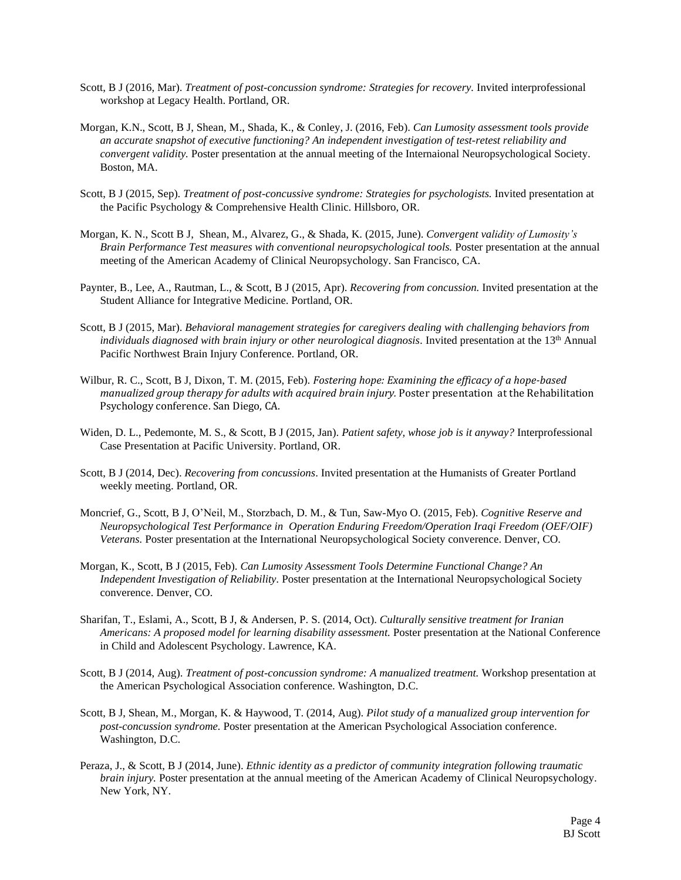Scott, B J (2016, Mar). *Treatment of post-concussion syndrome: Strategies for recovery.* Invited interprofessional workshop at Legacy Health. Portland, OR.

Morgan, K.N., Scott, B J, Shean, M., Shada, K., & Conley, J. (2016, Feb). *Can Lumosity assessment tools provide an accurate snapshot of executive functioning? An independent investigation of test-retest reliability and convergent validity.* Poster presentation at the annual meeting of the Internaional Neuropsychological Society. Boston, MA.

Scott, B J (2015, Sep). *Treatment of post-concussive syndrome: Strategies for psychologists.* Invited presentation at the Pacific Psychology & Comprehensive Health Clinic. Hillsboro, OR.

Morgan, K. N., Scott B J, Shean, M., Alvarez, G., & Shada, K. (2015, June). *Convergent validity of Lumosity's Brain Performance Test measures with conventional neuropsychological tools.* Poster presentation at the annual meeting of the American Academy of Clinical Neuropsychology. San Francisco, CA.

Paynter, B., Lee, A., Rautman, L., & Scott, B J (2015, Apr). *Recovering from concussion.* Invited presentation at the Student Alliance for Integrative Medicine. Portland, OR.

Scott, B J (2015, Mar). *Behavioral management strategies for caregivers dealing with challenging behaviors from individuals diagnosed with brain injury or other neurological diagnosis*. Invited presentation at the 13th Annual Pacific Northwest Brain Injury Conference. Portland, OR.

Wilbur, R. C., Scott, B J, Dixon, T. M. (2015, Feb). *Fostering hope: Examining the efficacy of a hope-based manualized group therapy for adults with acquired brain injury.* Poster presentation at the Rehabilitation Psychology conference. San Diego, CA.

Widen, D. L., Pedemonte, M. S., & Scott, B J (2015, Jan). *Patient safety, whose job is it anyway?* Interprofessional Case Presentation at Pacific University. Portland, OR.

Scott, B J (2014, Dec). *Recovering from concussions*. Invited presentation at the Humanists of Greater Portland weekly meeting. Portland, OR.

Moncrief, G., Scott, B J, O'Neil, M., Storzbach, D. M., & Tun, Saw-Myo O. (2015, Feb). *Cognitive Reserve and Neuropsychological Test Performance in Operation Enduring Freedom/Operation Iraqi Freedom (OEF/OIF) Veterans.* Poster presentation at the International Neuropsychological Society converence. Denver, CO.

Morgan, K., Scott, B J (2015, Feb). *Can Lumosity Assessment Tools Determine Functional Change? An Independent Investigation of Reliability*. Poster presentation at the International Neuropsychological Society converence. Denver, CO.

Sharifan, T., Eslami, A., Scott, B J, & Andersen, P. S. (2014, Oct). *Culturally sensitive treatment for Iranian Americans: A proposed model for learning disability assessment.* Poster presentation at the National Conference in Child and Adolescent Psychology. Lawrence, KA.

Scott, B J (2014, Aug). *Treatment of post-concussion syndrome: A manualized treatment.* Workshop presentation at the American Psychological Association conference. Washington, D.C.

Scott, B J, Shean, M., Morgan, K. & Haywood, T. (2014, Aug). *Pilot study of a manualized group intervention for post-concussion syndrome.* Poster presentation at the American Psychological Association conference. Washington, D.C.

Peraza, J., & Scott, B J (2014, June). *Ethnic identity as a predictor of community integration following traumatic brain injury.* Poster presentation at the annual meeting of the American Academy of Clinical Neuropsychology. New York, NY.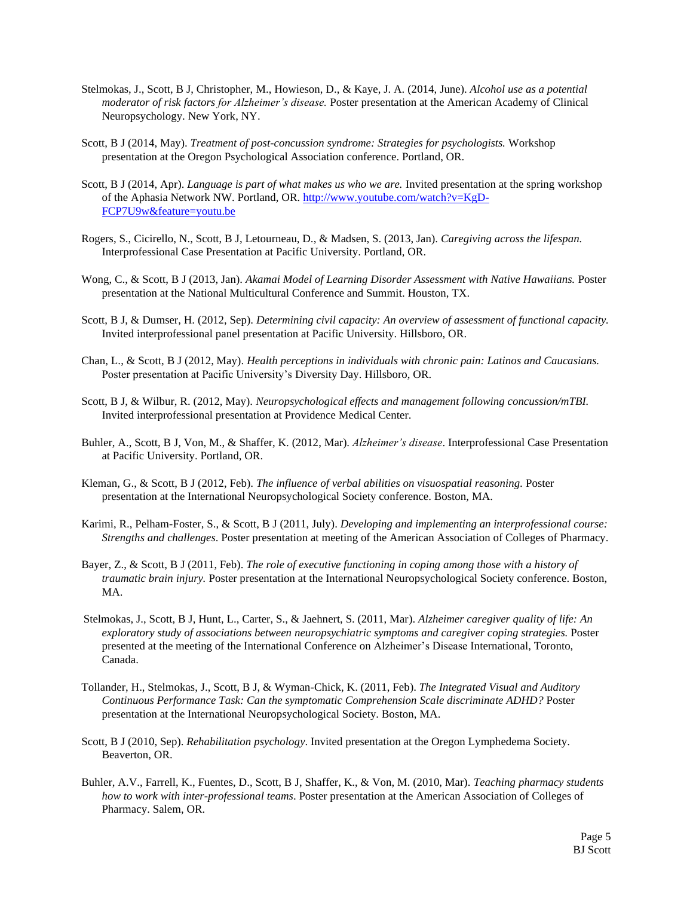Stelmokas, J., Scott, B J, Christopher, M., Howieson, D., & Kaye, J. A. (2014, June). *Alcohol use as a potential moderator of risk factors for Alzheimer's disease.* Poster presentation at the American Academy of Clinical Neuropsychology. New York, NY.

Scott, B J (2014, May). *Treatment of post-concussion syndrome: Strategies for psychologists.* Workshop presentation at the Oregon Psychological Association conference. Portland, OR.

Scott, B J (2014, Apr). *Language is part of what makes us who we are.* Invited presentation at the spring workshop of the Aphasia Network NW. Portland, OR. [http://www.youtube.com/watch?v=KgD-FCP7U9w&feature=youtu.be](http://www.youtube.com/watch?v=KgD-FCP7U9w&feature=youtu.be)

Rogers, S., Cicirello, N., Scott, B J, Letourneau, D., & Madsen, S. (2013, Jan). *Caregiving across the lifespan.* Interprofessional Case Presentation at Pacific University. Portland, OR.

Wong, C., & Scott, B J (2013, Jan). *Akamai Model of Learning Disorder Assessment with Native Hawaiians.* Poster presentation at the National Multicultural Conference and Summit. Houston, TX.

Scott, B J, & Dumser, H. (2012, Sep). *Determining civil capacity: An overview of assessment of functional capacity.* Invited interprofessional panel presentation at Pacific University. Hillsboro, OR.

Chan, L., & Scott, B J (2012, May). *Health perceptions in individuals with chronic pain: Latinos and Caucasians.* Poster presentation at Pacific University's Diversity Day. Hillsboro, OR.

Scott, B J, & Wilbur, R. (2012, May). *Neuropsychological effects and management following concussion/mTBI.* Invited interprofessional presentation at Providence Medical Center.

Buhler, A., Scott, B J, Von, M., & Shaffer, K. (2012, Mar). *Alzheimer's disease*. Interprofessional Case Presentation at Pacific University. Portland, OR.

Kleman, G., & Scott, B J (2012, Feb). *The influence of verbal abilities on visuospatial reasoning.* Poster presentation at the International Neuropsychological Society conference. Boston, MA.

Karimi, R., Pelham-Foster, S., & Scott, B J (2011, July). *Developing and implementing an interprofessional course: Strengths and challenges*. Poster presentation at meeting of the American Association of Colleges of Pharmacy.

Bayer, Z., & Scott, B J (2011, Feb). *The role of executive functioning in coping among those with a history of traumatic brain injury.* Poster presentation at the International Neuropsychological Society conference. Boston, MA.

Stelmokas, J., Scott, B J, Hunt, L., Carter, S., & Jaehnert, S. (2011, Mar). *Alzheimer caregiver quality of life: An exploratory study of associations between neuropsychiatric symptoms and caregiver coping strategies.* Poster presented at the meeting of the International Conference on Alzheimer's Disease International, Toronto, Canada.

Tollander, H., Stelmokas, J., Scott, B J, & Wyman-Chick, K. (2011, Feb). *The Integrated Visual and Auditory Continuous Performance Task: Can the symptomatic Comprehension Scale discriminate ADHD?* Poster presentation at the International Neuropsychological Society. Boston, MA.

Scott, B J (2010, Sep). *Rehabilitation psychology*. Invited presentation at the Oregon Lymphedema Society. Beaverton, OR.

Buhler, A.V., Farrell, K., Fuentes, D., Scott, B J, Shaffer, K., & Von, M. (2010, Mar). *Teaching pharmacy students how to work with inter-professional teams*. Poster presentation at the American Association of Colleges of Pharmacy. Salem, OR.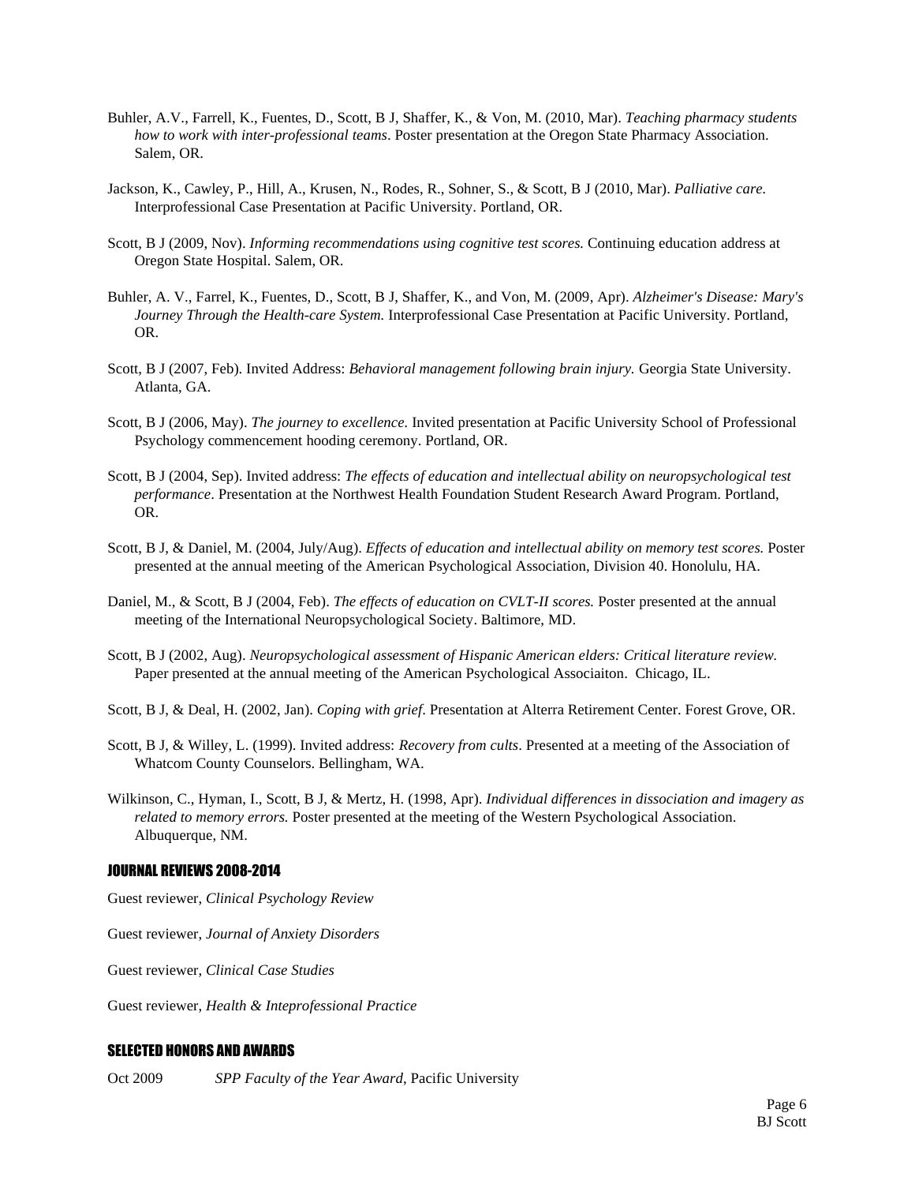Buhler, A.V., Farrell, K., Fuentes, D., Scott, B J, Shaffer, K., & Von, M. (2010, Mar). *Teaching pharmacy students how to work with inter-professional teams*. Poster presentation at the Oregon State Pharmacy Association. Salem, OR.

Jackson, K., Cawley, P., Hill, A., Krusen, N., Rodes, R., Sohner, S., & Scott, B J (2010, Mar). *Palliative care.* Interprofessional Case Presentation at Pacific University. Portland, OR.

Scott, B J (2009, Nov). *Informing recommendations using cognitive test scores.* Continuing education address at Oregon State Hospital. Salem, OR.

Buhler, A. V., Farrel, K., Fuentes, D., Scott, B J, Shaffer, K., and Von, M. (2009, Apr). *Alzheimer's Disease: Mary's Journey Through the Health-care System.* Interprofessional Case Presentation at Pacific University. Portland, OR.

Scott, B J (2007, Feb). Invited Address: *Behavioral management following brain injury.* Georgia State University. Atlanta, GA.

Scott, B J (2006, May). *The journey to excellence.* Invited presentation at Pacific University School of Professional Psychology commencement hooding ceremony. Portland, OR.

Scott, B J (2004, Sep). Invited address: *The effects of education and intellectual ability on neuropsychological test performance*. Presentation at the Northwest Health Foundation Student Research Award Program. Portland, OR.

Scott, B J, & Daniel, M. (2004, July/Aug). *Effects of education and intellectual ability on memory test scores.* Poster presented at the annual meeting of the American Psychological Association, Division 40. Honolulu, HA.

Daniel, M., & Scott, B J (2004, Feb). *The effects of education on CVLT-II scores.* Poster presented at the annual meeting of the International Neuropsychological Society. Baltimore, MD.

Scott, B J (2002, Aug). *Neuropsychological assessment of Hispanic American elders: Critical literature review.* Paper presented at the annual meeting of the American Psychological Associaiton. Chicago, IL.

Scott, B J, & Deal, H. (2002, Jan). *Coping with grief*. Presentation at Alterra Retirement Center. Forest Grove, OR.

Scott, B J, & Willey, L. (1999). Invited address: *Recovery from cults*. Presented at a meeting of the Association of Whatcom County Counselors. Bellingham, WA.

Wilkinson, C., Hyman, I., Scott, B J, & Mertz, H. (1998, Apr). *Individual differences in dissociation and imagery as related to memory errors.* Poster presented at the meeting of the Western Psychological Association. Albuquerque, NM.

## JOURNAL REVIEWS 2008-2014

Guest reviewer, *Clinical Psychology Review*

Guest reviewer, *Journal of Anxiety Disorders*

Guest reviewer, *Clinical Case Studies*

Guest reviewer, *Health & Inteprofessional Practice*

## SELECTED HONORS AND AWARDS

Oct 2009 *SPP Faculty of the Year Award*, Pacific University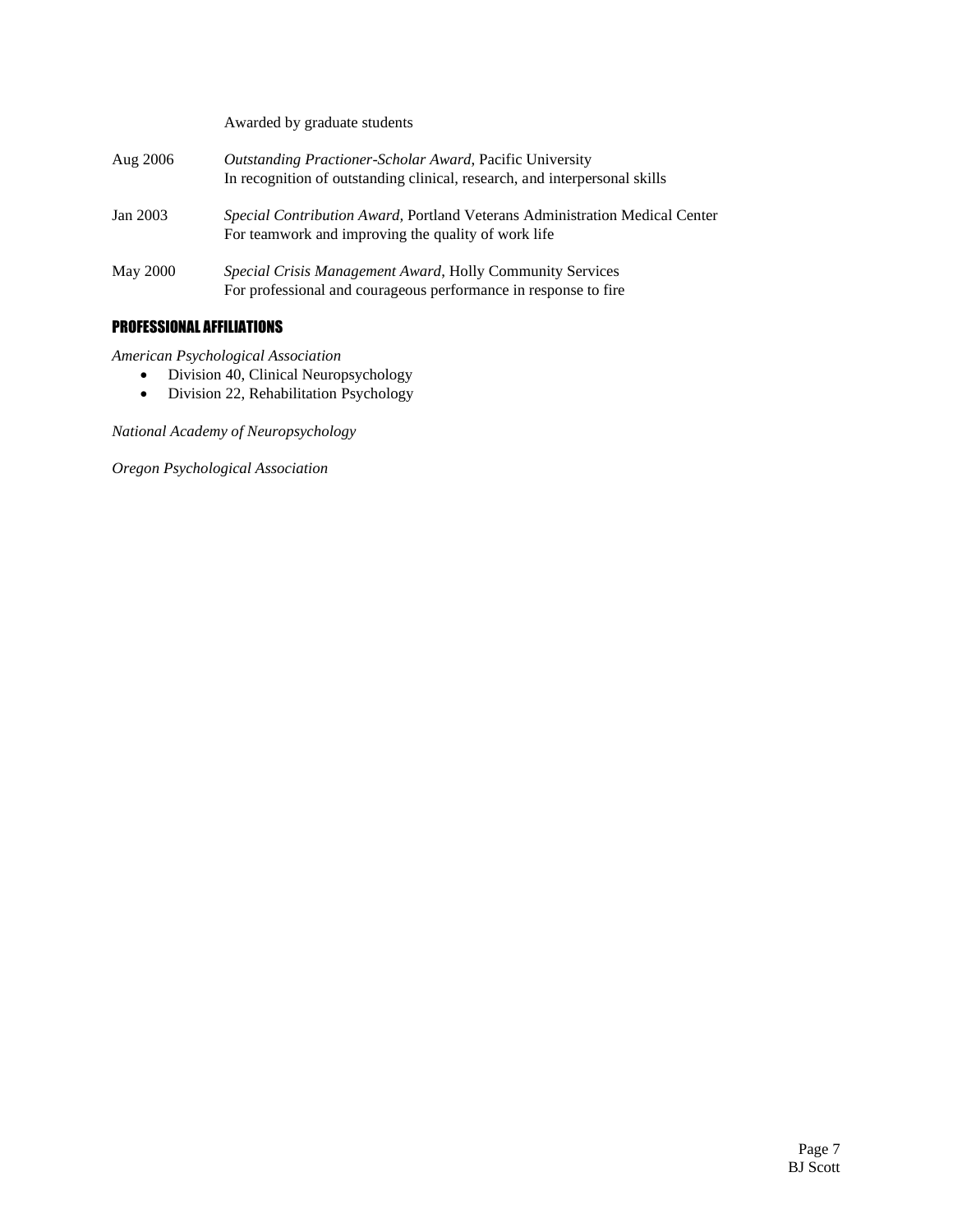Awarded by graduate students

Aug 2006 *Outstanding Practioner-Scholar Award*, Pacific University
In recognition of outstanding clinical, research, and interpersonal skills

Jan 2003 *Special Contribution Award,* Portland Veterans Administration Medical Center
For teamwork and improving the quality of work life

May 2000 *Special Crisis Management Award*, Holly Community Services
For professional and courageous performance in response to fire

## PROFESSIONAL AFFILIATIONS

*American Psychological Association*

- Division 40, Clinical Neuropsychology
- Division 22, Rehabilitation Psychology

*National Academy of Neuropsychology*

*Oregon Psychological Association*